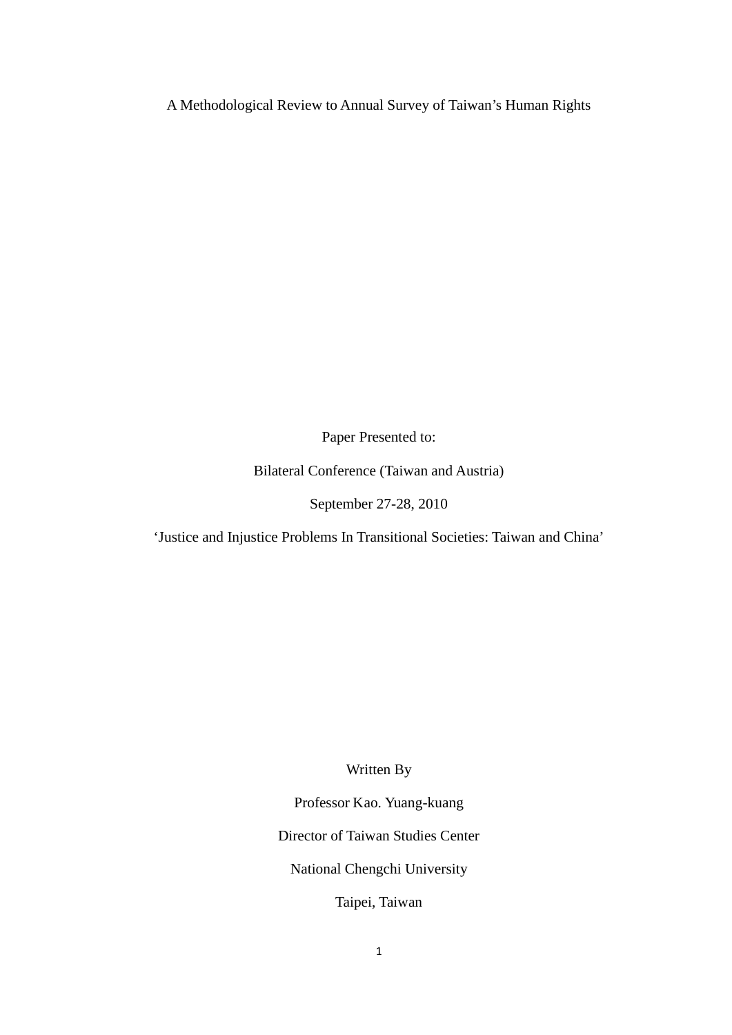# A Methodological Review to Annual Survey of Taiwan's Human Rights

Paper Presented to:

Bilateral Conference (Taiwan and Austria)

September 27-28, 2010

'Justice and Injustice Problems In Transitional Societies: Taiwan and China'

Written By

Professor Kao. Yuang-kuang

Director of Taiwan Studies Center

National Chengchi University

Taipei, Taiwan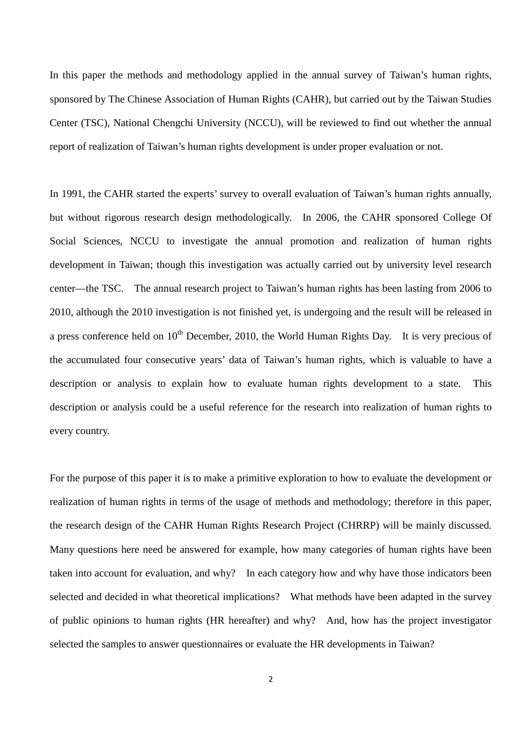In this paper the methods and methodology applied in the annual survey of Taiwan's human rights, sponsored by The Chinese Association of Human Rights (CAHR), but carried out by the Taiwan Studies Center (TSC), National Chengchi University (NCCU), will be reviewed to find out whether the annual report of realization of Taiwan's human rights development is under proper evaluation or not.

In 1991, the CAHR started the experts' survey to overall evaluation of Taiwan's human rights annually, but without rigorous research design methodologically. In 2006, the CAHR sponsored College Of Social Sciences, NCCU to investigate the annual promotion and realization of human rights development in Taiwan; though this investigation was actually carried out by university level research center—the TSC. The annual research project to Taiwan's human rights has been lasting from 2006 to 2010, although the 2010 investigation is not finished yet, is undergoing and the result will be released in a press conference held on 10th December, 2010, the World Human Rights Day. It is very precious of the accumulated four consecutive years' data of Taiwan's human rights, which is valuable to have a description or analysis to explain how to evaluate human rights development to a state. This description or analysis could be a useful reference for the research into realization of human rights to every country.

For the purpose of this paper it is to make a primitive exploration to how to evaluate the development or realization of human rights in terms of the usage of methods and methodology; therefore in this paper, the research design of the CAHR Human Rights Research Project (CHRRP) will be mainly discussed. Many questions here need be answered for example, how many categories of human rights have been taken into account for evaluation, and why? In each category how and why have those indicators been selected and decided in what theoretical implications? What methods have been adapted in the survey of public opinions to human rights (HR hereafter) and why? And, how has the project investigator selected the samples to answer questionnaires or evaluate the HR developments in Taiwan?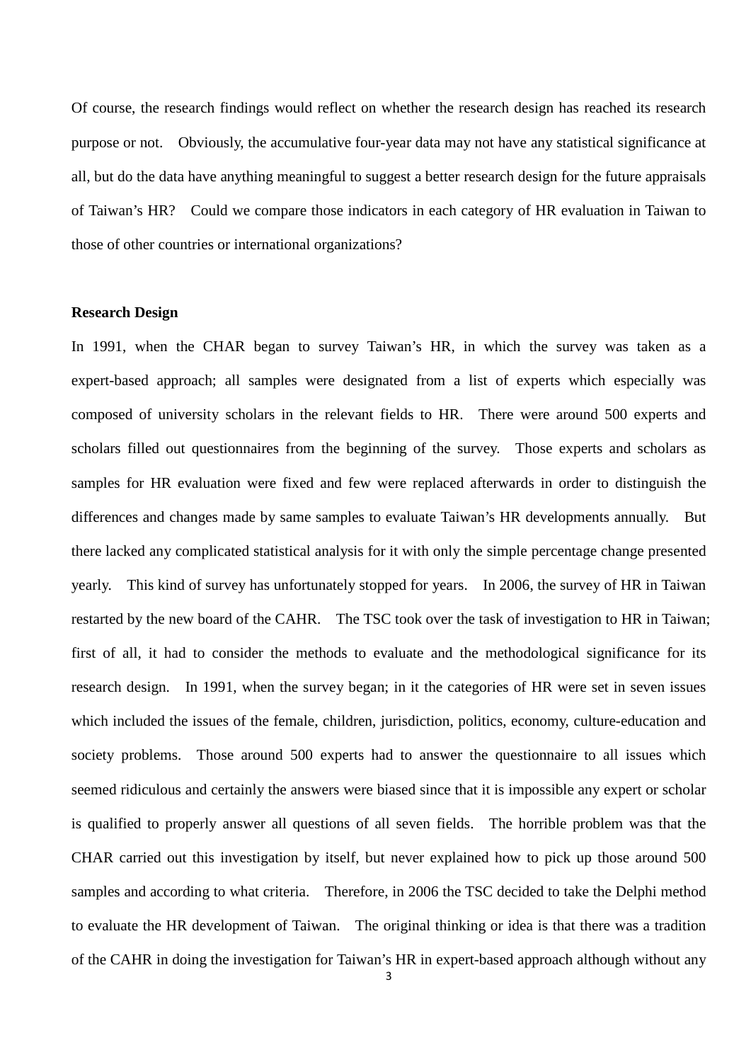Of course, the research findings would reflect on whether the research design has reached its research purpose or not. Obviously, the accumulative four-year data may not have any statistical significance at all, but do the data have anything meaningful to suggest a better research design for the future appraisals of Taiwan's HR? Could we compare those indicators in each category of HR evaluation in Taiwan to those of other countries or international organizations?

**Research Design**

In 1991, when the CHAR began to survey Taiwan's HR, in which the survey was taken as a expert-based approach; all samples were designated from a list of experts which especially was composed of university scholars in the relevant fields to HR. There were around 500 experts and scholars filled out questionnaires from the beginning of the survey. Those experts and scholars as samples for HR evaluation were fixed and few were replaced afterwards in order to distinguish the differences and changes made by same samples to evaluate Taiwan's HR developments annually. But there lacked any complicated statistical analysis for it with only the simple percentage change presented yearly. This kind of survey has unfortunately stopped for years. In 2006, the survey of HR in Taiwan restarted by the new board of the CAHR. The TSC took over the task of investigation to HR in Taiwan; first of all, it had to consider the methods to evaluate and the methodological significance for its research design. In 1991, when the survey began; in it the categories of HR were set in seven issues which included the issues of the female, children, jurisdiction, politics, economy, culture-education and society problems. Those around 500 experts had to answer the questionnaire to all issues which seemed ridiculous and certainly the answers were biased since that it is impossible any expert or scholar is qualified to properly answer all questions of all seven fields. The horrible problem was that the CHAR carried out this investigation by itself, but never explained how to pick up those around 500 samples and according to what criteria. Therefore, in 2006 the TSC decided to take the Delphi method to evaluate the HR development of Taiwan. The original thinking or idea is that there was a tradition of the CAHR in doing the investigation for Taiwan's HR in expert-based approach although without any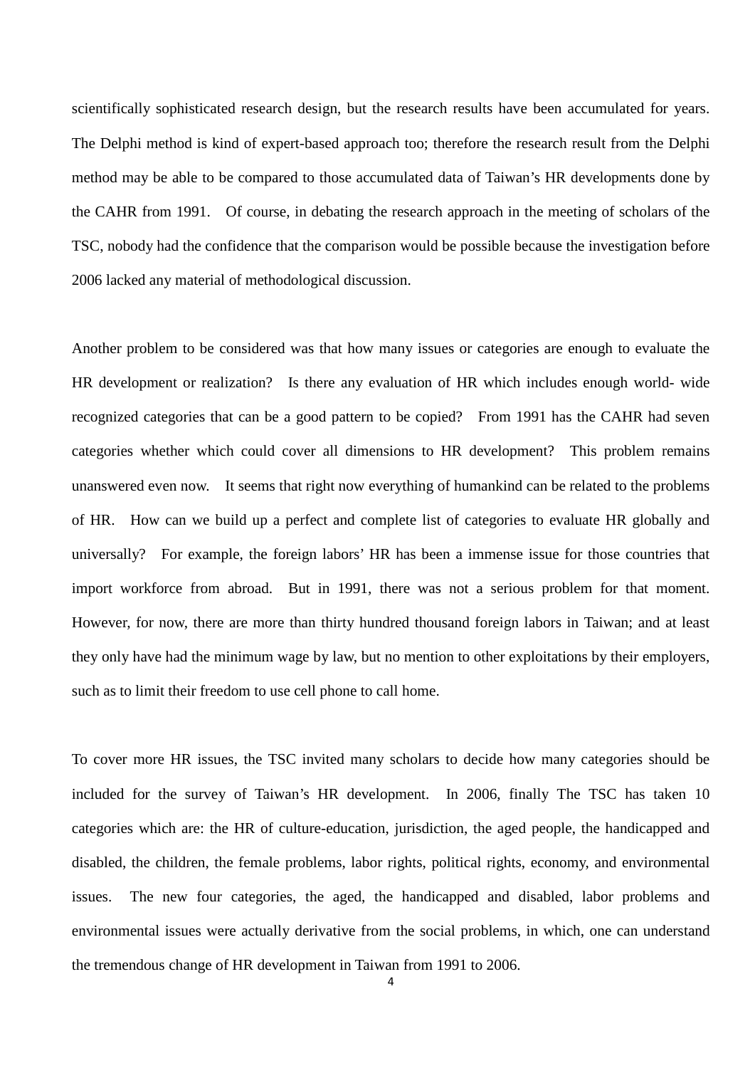scientifically sophisticated research design, but the research results have been accumulated for years. The Delphi method is kind of expert-based approach too; therefore the research result from the Delphi method may be able to be compared to those accumulated data of Taiwan's HR developments done by the CAHR from 1991. Of course, in debating the research approach in the meeting of scholars of the TSC, nobody had the confidence that the comparison would be possible because the investigation before 2006 lacked any material of methodological discussion.

Another problem to be considered was that how many issues or categories are enough to evaluate the HR development or realization? Is there any evaluation of HR which includes enough world- wide recognized categories that can be a good pattern to be copied? From 1991 has the CAHR had seven categories whether which could cover all dimensions to HR development? This problem remains unanswered even now. It seems that right now everything of humankind can be related to the problems of HR. How can we build up a perfect and complete list of categories to evaluate HR globally and universally? For example, the foreign labors' HR has been a immense issue for those countries that import workforce from abroad. But in 1991, there was not a serious problem for that moment. However, for now, there are more than thirty hundred thousand foreign labors in Taiwan; and at least they only have had the minimum wage by law, but no mention to other exploitations by their employers, such as to limit their freedom to use cell phone to call home.

To cover more HR issues, the TSC invited many scholars to decide how many categories should be included for the survey of Taiwan's HR development. In 2006, finally The TSC has taken 10 categories which are: the HR of culture-education, jurisdiction, the aged people, the handicapped and disabled, the children, the female problems, labor rights, political rights, economy, and environmental issues. The new four categories, the aged, the handicapped and disabled, labor problems and environmental issues were actually derivative from the social problems, in which, one can understand the tremendous change of HR development in Taiwan from 1991 to 2006.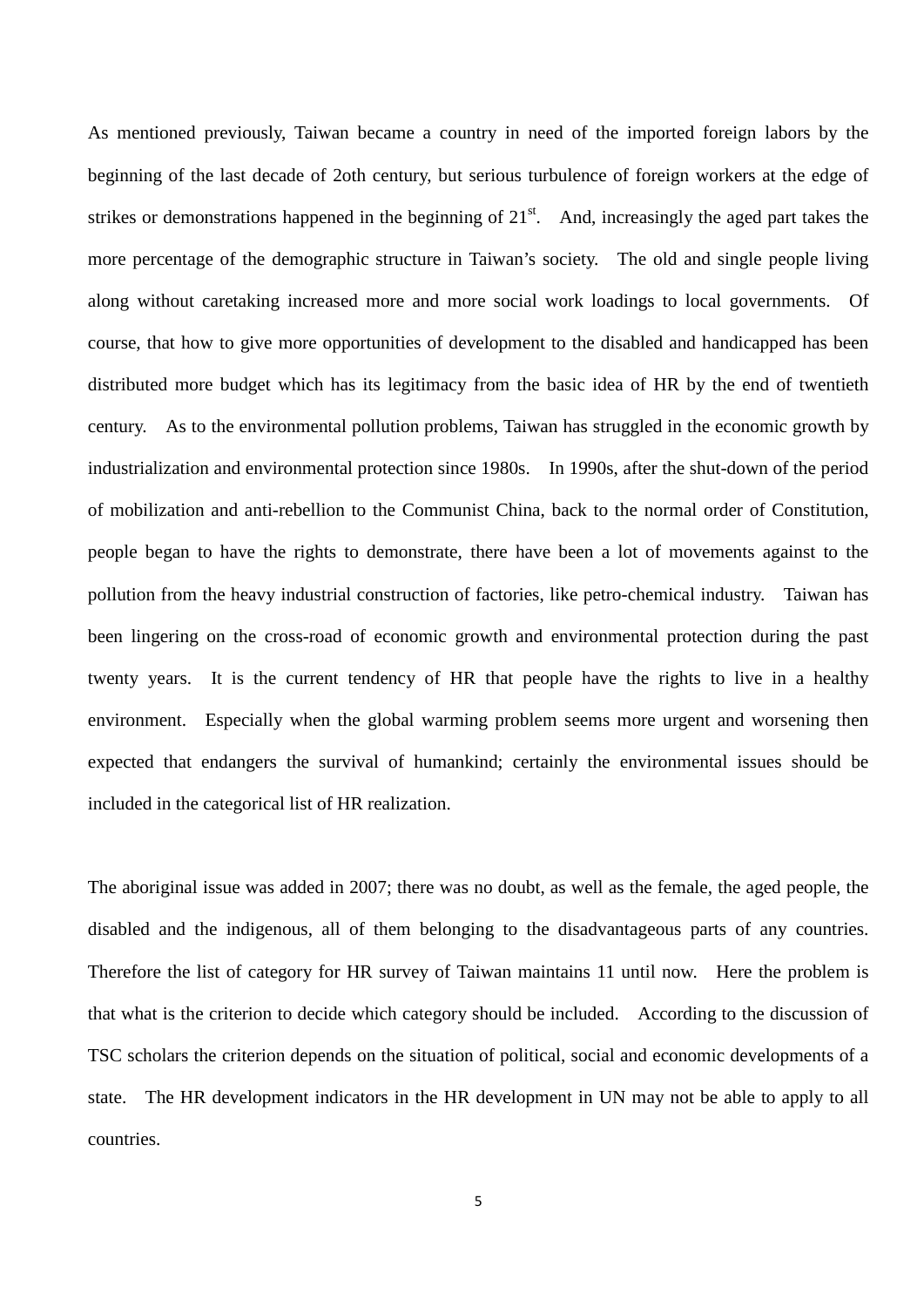As mentioned previously, Taiwan became a country in need of the imported foreign labors by the beginning of the last decade of 2oth century, but serious turbulence of foreign workers at the edge of strikes or demonstrations happened in the beginning of 21st. And, increasingly the aged part takes the more percentage of the demographic structure in Taiwan's society. The old and single people living along without caretaking increased more and more social work loadings to local governments. Of course, that how to give more opportunities of development to the disabled and handicapped has been distributed more budget which has its legitimacy from the basic idea of HR by the end of twentieth century. As to the environmental pollution problems, Taiwan has struggled in the economic growth by industrialization and environmental protection since 1980s. In 1990s, after the shut-down of the period of mobilization and anti-rebellion to the Communist China, back to the normal order of Constitution, people began to have the rights to demonstrate, there have been a lot of movements against to the pollution from the heavy industrial construction of factories, like petro-chemical industry. Taiwan has been lingering on the cross-road of economic growth and environmental protection during the past twenty years. It is the current tendency of HR that people have the rights to live in a healthy environment. Especially when the global warming problem seems more urgent and worsening then expected that endangers the survival of humankind; certainly the environmental issues should be included in the categorical list of HR realization.

The aboriginal issue was added in 2007; there was no doubt, as well as the female, the aged people, the disabled and the indigenous, all of them belonging to the disadvantageous parts of any countries. Therefore the list of category for HR survey of Taiwan maintains 11 until now. Here the problem is that what is the criterion to decide which category should be included. According to the discussion of TSC scholars the criterion depends on the situation of political, social and economic developments of a state. The HR development indicators in the HR development in UN may not be able to apply to all countries.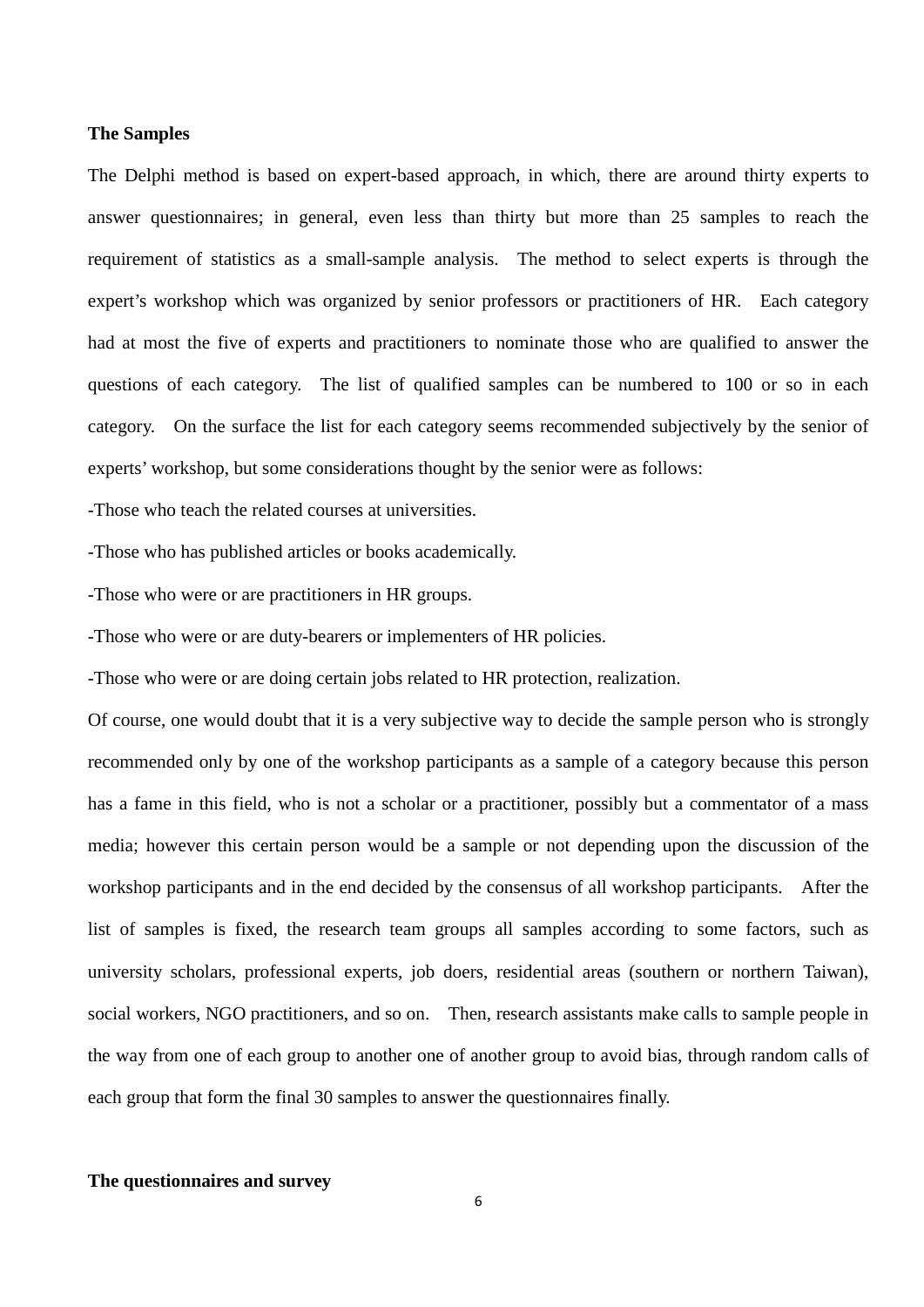**The Samples**

The Delphi method is based on expert-based approach, in which, there are around thirty experts to answer questionnaires; in general, even less than thirty but more than 25 samples to reach the requirement of statistics as a small-sample analysis. The method to select experts is through the expert's workshop which was organized by senior professors or practitioners of HR. Each category had at most the five of experts and practitioners to nominate those who are qualified to answer the questions of each category. The list of qualified samples can be numbered to 100 or so in each category. On the surface the list for each category seems recommended subjectively by the senior of experts' workshop, but some considerations thought by the senior were as follows:

-Those who teach the related courses at universities.

-Those who has published articles or books academically.

-Those who were or are practitioners in HR groups.

-Those who were or are duty-bearers or implementers of HR policies.

-Those who were or are doing certain jobs related to HR protection, realization.

Of course, one would doubt that it is a very subjective way to decide the sample person who is strongly recommended only by one of the workshop participants as a sample of a category because this person has a fame in this field, who is not a scholar or a practitioner, possibly but a commentator of a mass media; however this certain person would be a sample or not depending upon the discussion of the workshop participants and in the end decided by the consensus of all workshop participants. After the list of samples is fixed, the research team groups all samples according to some factors, such as university scholars, professional experts, job doers, residential areas (southern or northern Taiwan), social workers, NGO practitioners, and so on. Then, research assistants make calls to sample people in the way from one of each group to another one of another group to avoid bias, through random calls of each group that form the final 30 samples to answer the questionnaires finally.

**The questionnaires and survey**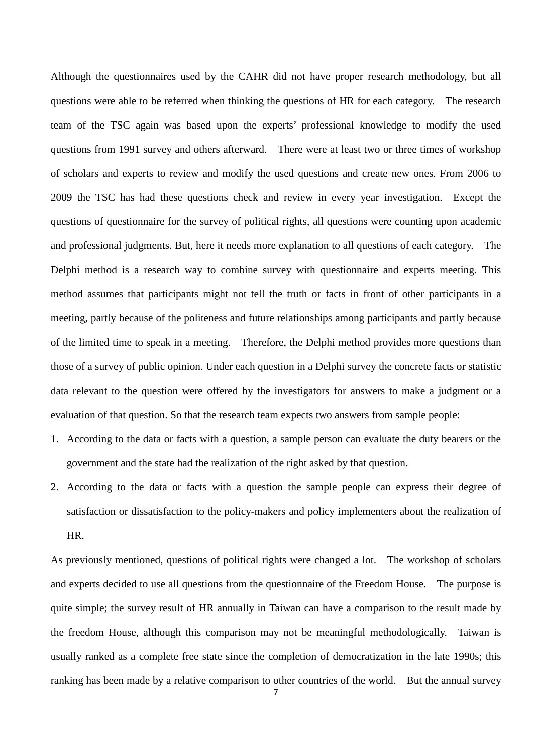Although the questionnaires used by the CAHR did not have proper research methodology, but all questions were able to be referred when thinking the questions of HR for each category. The research team of the TSC again was based upon the experts' professional knowledge to modify the used questions from 1991 survey and others afterward. There were at least two or three times of workshop of scholars and experts to review and modify the used questions and create new ones. From 2006 to 2009 the TSC has had these questions check and review in every year investigation. Except the questions of questionnaire for the survey of political rights, all questions were counting upon academic and professional judgments. But, here it needs more explanation to all questions of each category. The Delphi method is a research way to combine survey with questionnaire and experts meeting. This method assumes that participants might not tell the truth or facts in front of other participants in a meeting, partly because of the politeness and future relationships among participants and partly because of the limited time to speak in a meeting. Therefore, the Delphi method provides more questions than those of a survey of public opinion. Under each question in a Delphi survey the concrete facts or statistic data relevant to the question were offered by the investigators for answers to make a judgment or a evaluation of that question. So that the research team expects two answers from sample people:

1. According to the data or facts with a question, a sample person can evaluate the duty bearers or the government and the state had the realization of the right asked by that question.
2. According to the data or facts with a question the sample people can express their degree of satisfaction or dissatisfaction to the policy-makers and policy implementers about the realization of HR.

As previously mentioned, questions of political rights were changed a lot. The workshop of scholars and experts decided to use all questions from the questionnaire of the Freedom House. The purpose is quite simple; the survey result of HR annually in Taiwan can have a comparison to the result made by the freedom House, although this comparison may not be meaningful methodologically. Taiwan is usually ranked as a complete free state since the completion of democratization in the late 1990s; this ranking has been made by a relative comparison to other countries of the world. But the annual survey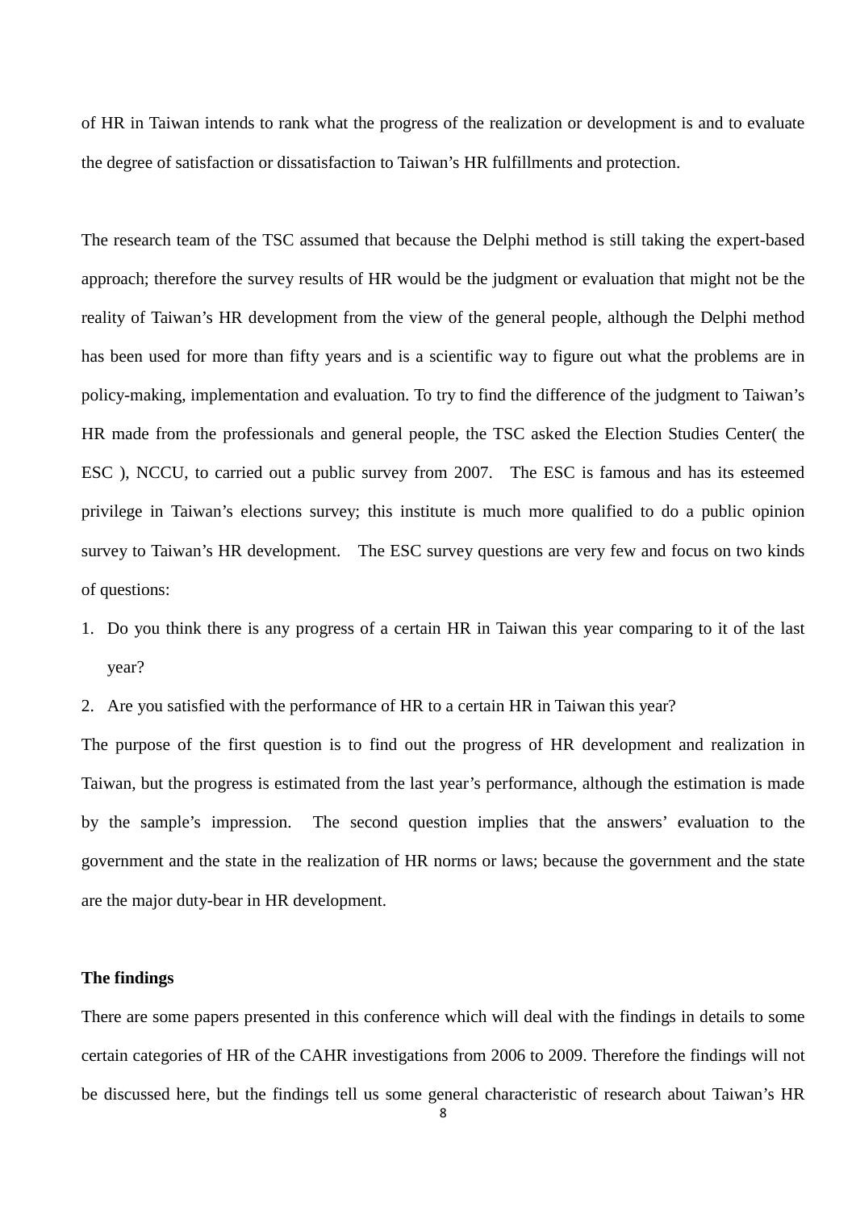of HR in Taiwan intends to rank what the progress of the realization or development is and to evaluate the degree of satisfaction or dissatisfaction to Taiwan's HR fulfillments and protection.

The research team of the TSC assumed that because the Delphi method is still taking the expert-based approach; therefore the survey results of HR would be the judgment or evaluation that might not be the reality of Taiwan's HR development from the view of the general people, although the Delphi method has been used for more than fifty years and is a scientific way to figure out what the problems are in policy-making, implementation and evaluation. To try to find the difference of the judgment to Taiwan's HR made from the professionals and general people, the TSC asked the Election Studies Center( the ESC ), NCCU, to carried out a public survey from 2007. The ESC is famous and has its esteemed privilege in Taiwan's elections survey; this institute is much more qualified to do a public opinion survey to Taiwan's HR development. The ESC survey questions are very few and focus on two kinds of questions:

1. Do you think there is any progress of a certain HR in Taiwan this year comparing to it of the last year?
2. Are you satisfied with the performance of HR to a certain HR in Taiwan this year?

The purpose of the first question is to find out the progress of HR development and realization in Taiwan, but the progress is estimated from the last year's performance, although the estimation is made by the sample's impression. The second question implies that the answers' evaluation to the government and the state in the realization of HR norms or laws; because the government and the state are the major duty-bear in HR development.

**The findings**

There are some papers presented in this conference which will deal with the findings in details to some certain categories of HR of the CAHR investigations from 2006 to 2009. Therefore the findings will not be discussed here, but the findings tell us some general characteristic of research about Taiwan's HR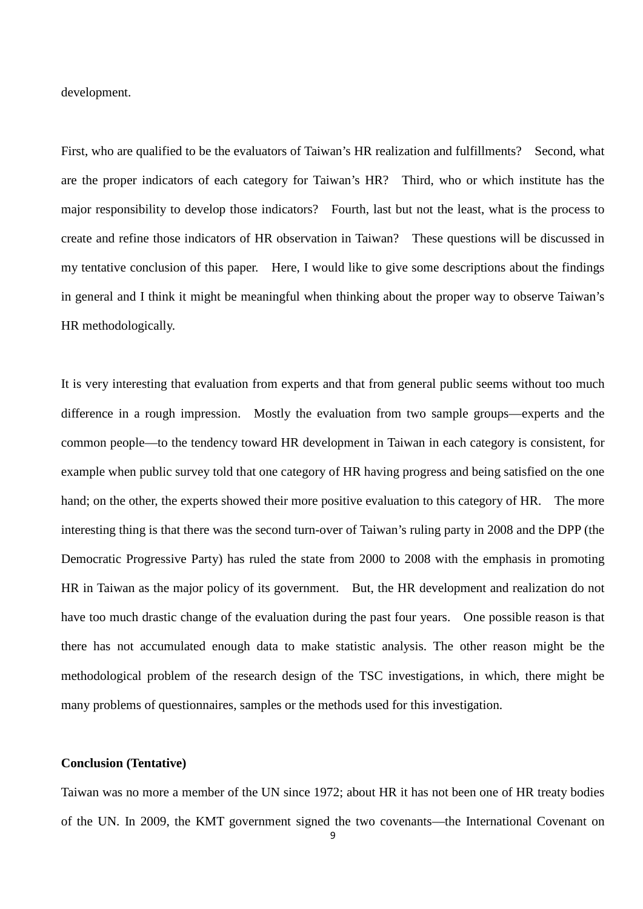development.

First, who are qualified to be the evaluators of Taiwan's HR realization and fulfillments? Second, what are the proper indicators of each category for Taiwan's HR? Third, who or which institute has the major responsibility to develop those indicators? Fourth, last but not the least, what is the process to create and refine those indicators of HR observation in Taiwan? These questions will be discussed in my tentative conclusion of this paper. Here, I would like to give some descriptions about the findings in general and I think it might be meaningful when thinking about the proper way to observe Taiwan's HR methodologically.

It is very interesting that evaluation from experts and that from general public seems without too much difference in a rough impression. Mostly the evaluation from two sample groups—experts and the common people—to the tendency toward HR development in Taiwan in each category is consistent, for example when public survey told that one category of HR having progress and being satisfied on the one hand; on the other, the experts showed their more positive evaluation to this category of HR. The more interesting thing is that there was the second turn-over of Taiwan's ruling party in 2008 and the DPP (the Democratic Progressive Party) has ruled the state from 2000 to 2008 with the emphasis in promoting HR in Taiwan as the major policy of its government. But, the HR development and realization do not have too much drastic change of the evaluation during the past four years. One possible reason is that there has not accumulated enough data to make statistic analysis. The other reason might be the methodological problem of the research design of the TSC investigations, in which, there might be many problems of questionnaires, samples or the methods used for this investigation.

**Conclusion (Tentative)**

Taiwan was no more a member of the UN since 1972; about HR it has not been one of HR treaty bodies of the UN. In 2009, the KMT government signed the two covenants—the International Covenant on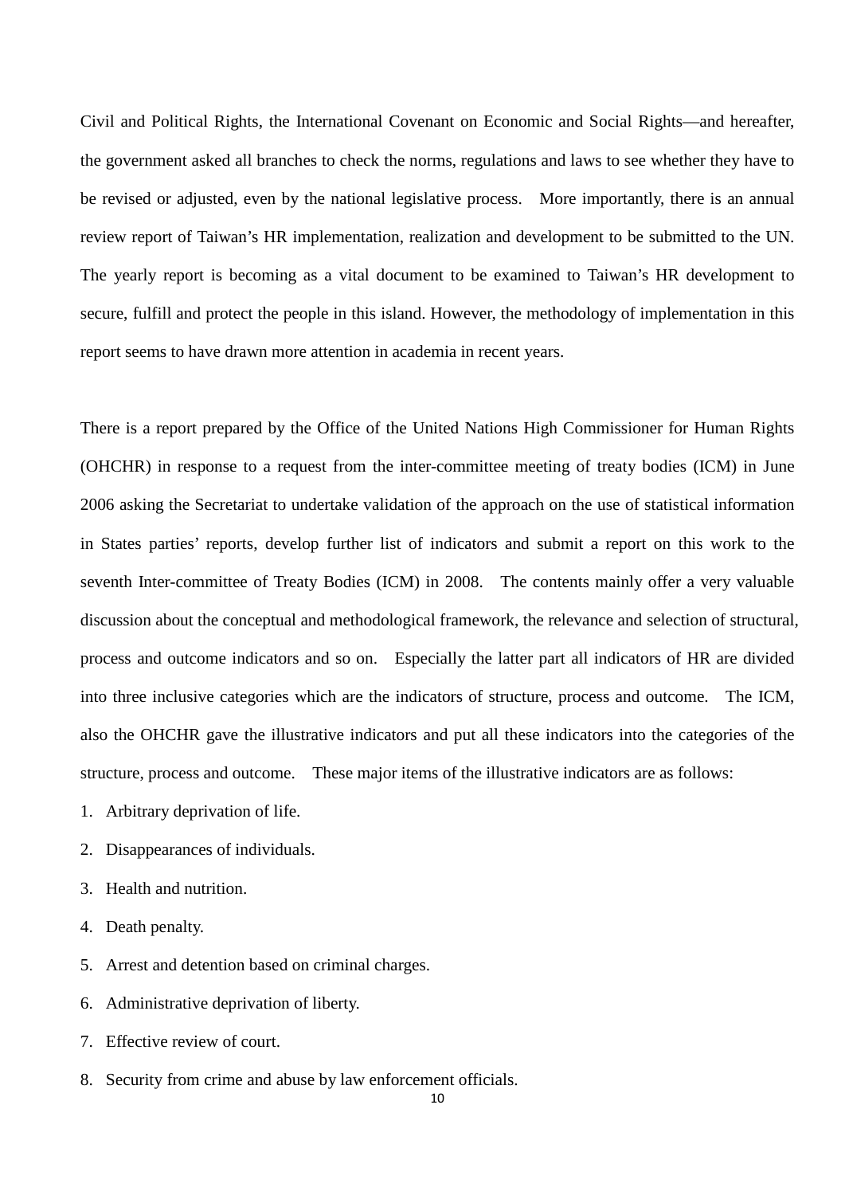Civil and Political Rights, the International Covenant on Economic and Social Rights—and hereafter, the government asked all branches to check the norms, regulations and laws to see whether they have to be revised or adjusted, even by the national legislative process. More importantly, there is an annual review report of Taiwan's HR implementation, realization and development to be submitted to the UN. The yearly report is becoming as a vital document to be examined to Taiwan's HR development to secure, fulfill and protect the people in this island. However, the methodology of implementation in this report seems to have drawn more attention in academia in recent years.

There is a report prepared by the Office of the United Nations High Commissioner for Human Rights (OHCHR) in response to a request from the inter-committee meeting of treaty bodies (ICM) in June 2006 asking the Secretariat to undertake validation of the approach on the use of statistical information in States parties' reports, develop further list of indicators and submit a report on this work to the seventh Inter-committee of Treaty Bodies (ICM) in 2008. The contents mainly offer a very valuable discussion about the conceptual and methodological framework, the relevance and selection of structural, process and outcome indicators and so on. Especially the latter part all indicators of HR are divided into three inclusive categories which are the indicators of structure, process and outcome. The ICM, also the OHCHR gave the illustrative indicators and put all these indicators into the categories of the structure, process and outcome. These major items of the illustrative indicators are as follows:

1. Arbitrary deprivation of life.
2. Disappearances of individuals.
3. Health and nutrition.
4. Death penalty.
5. Arrest and detention based on criminal charges.
6. Administrative deprivation of liberty.
7. Effective review of court.
8. Security from crime and abuse by law enforcement officials.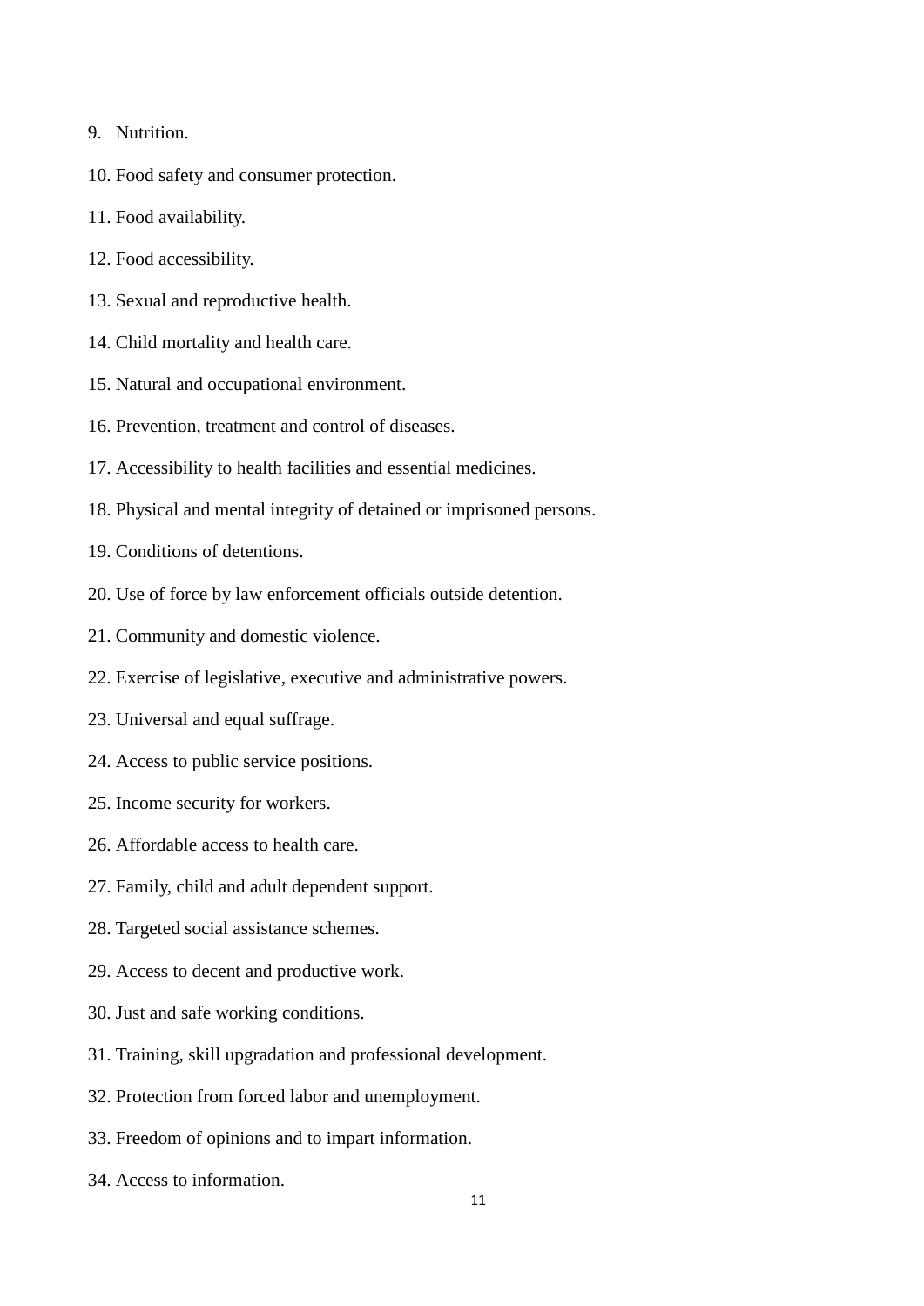9. Nutrition.
10. Food safety and consumer protection.
11. Food availability.
12. Food accessibility.
13. Sexual and reproductive health.
14. Child mortality and health care.
15. Natural and occupational environment.
16. Prevention, treatment and control of diseases.
17. Accessibility to health facilities and essential medicines.
18. Physical and mental integrity of detained or imprisoned persons.
19. Conditions of detentions.
20. Use of force by law enforcement officials outside detention.
21. Community and domestic violence.
22. Exercise of legislative, executive and administrative powers.
23. Universal and equal suffrage.
24. Access to public service positions.
25. Income security for workers.
26. Affordable access to health care.
27. Family, child and adult dependent support.
28. Targeted social assistance schemes.
29. Access to decent and productive work.
30. Just and safe working conditions.
31. Training, skill upgradation and professional development.
32. Protection from forced labor and unemployment.
33. Freedom of opinions and to impart information.
34. Access to information.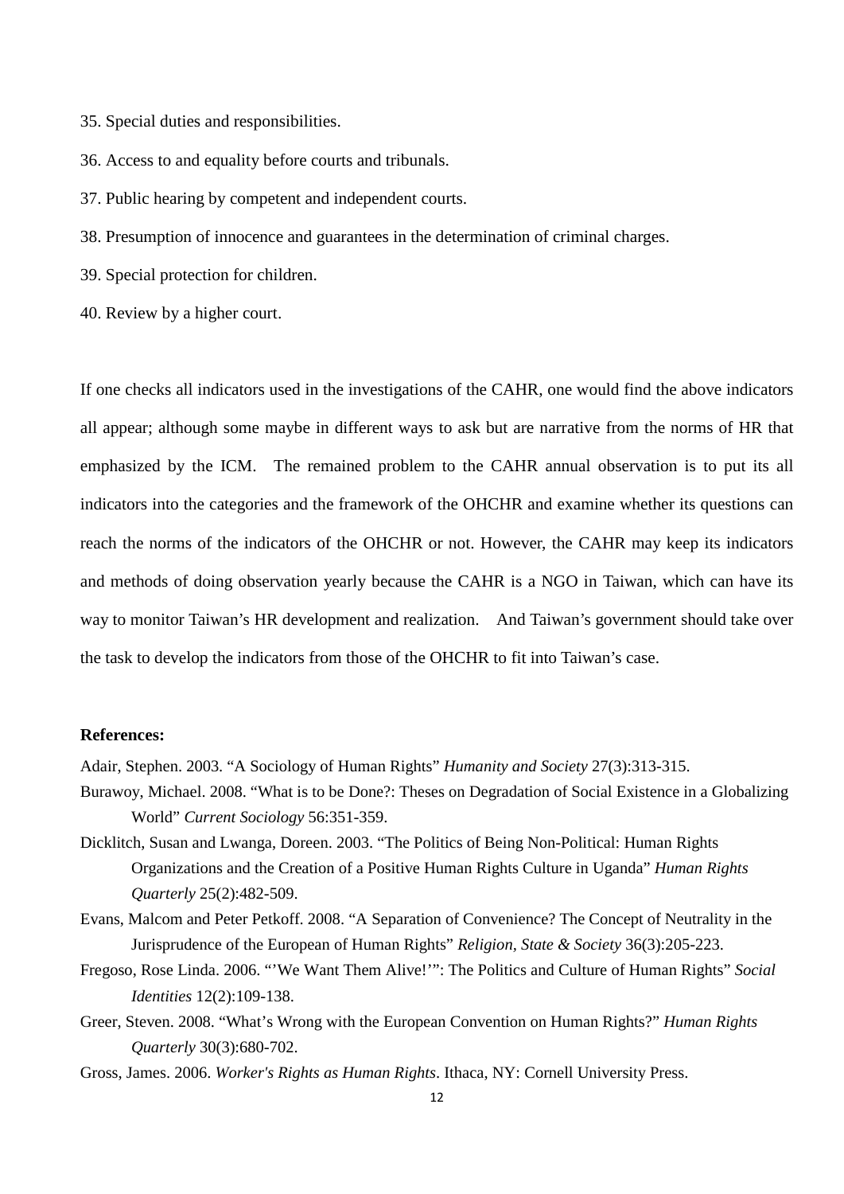35. Special duties and responsibilities.

36. Access to and equality before courts and tribunals.

37. Public hearing by competent and independent courts.

38. Presumption of innocence and guarantees in the determination of criminal charges.

39. Special protection for children.

40. Review by a higher court.

If one checks all indicators used in the investigations of the CAHR, one would find the above indicators all appear; although some maybe in different ways to ask but are narrative from the norms of HR that emphasized by the ICM. The remained problem to the CAHR annual observation is to put its all indicators into the categories and the framework of the OHCHR and examine whether its questions can reach the norms of the indicators of the OHCHR or not. However, the CAHR may keep its indicators and methods of doing observation yearly because the CAHR is a NGO in Taiwan, which can have its way to monitor Taiwan's HR development and realization. And Taiwan's government should take over the task to develop the indicators from those of the OHCHR to fit into Taiwan's case.

**References:**

Adair, Stephen. 2003. "A Sociology of Human Rights" *Humanity and Society* 27(3):313-315.

Burawoy, Michael. 2008. "What is to be Done?: Theses on Degradation of Social Existence in a Globalizing World" *Current Sociology* 56:351-359.

Dicklitch, Susan and Lwanga, Doreen. 2003. "The Politics of Being Non-Political: Human Rights Organizations and the Creation of a Positive Human Rights Culture in Uganda" *Human Rights Quarterly* 25(2):482-509.

Evans, Malcom and Peter Petkoff. 2008. "A Separation of Convenience? The Concept of Neutrality in the Jurisprudence of the European of Human Rights" *Religion, State & Society* 36(3):205-223.

Fregoso, Rose Linda. 2006. "'We Want Them Alive!'": The Politics and Culture of Human Rights" *Social Identities* 12(2):109-138.

Greer, Steven. 2008. "What's Wrong with the European Convention on Human Rights?" *Human Rights Quarterly* 30(3):680-702.

Gross, James. 2006. *Worker's Rights as Human Rights*. Ithaca, NY: Cornell University Press.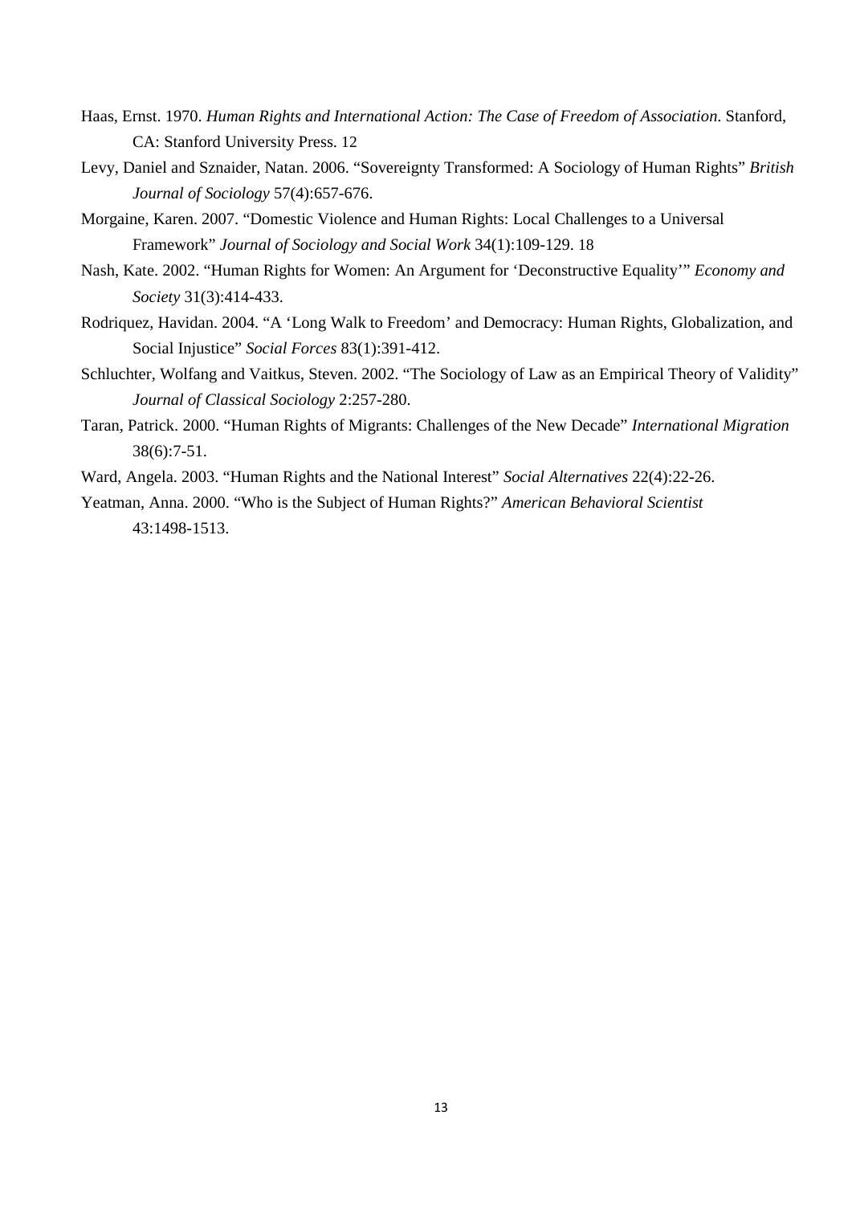Haas, Ernst. 1970. *Human Rights and International Action: The Case of Freedom of Association*. Stanford, CA: Stanford University Press. 12

Levy, Daniel and Sznaider, Natan. 2006. "Sovereignty Transformed: A Sociology of Human Rights" *British Journal of Sociology* 57(4):657-676.

Morgaine, Karen. 2007. "Domestic Violence and Human Rights: Local Challenges to a Universal Framework" *Journal of Sociology and Social Work* 34(1):109-129. 18

Nash, Kate. 2002. "Human Rights for Women: An Argument for 'Deconstructive Equality'" *Economy and Society* 31(3):414-433.

Rodriquez, Havidan. 2004. "A 'Long Walk to Freedom' and Democracy: Human Rights, Globalization, and Social Injustice" *Social Forces* 83(1):391-412.

Schluchter, Wolfang and Vaitkus, Steven. 2002. "The Sociology of Law as an Empirical Theory of Validity" *Journal of Classical Sociology* 2:257-280.

Taran, Patrick. 2000. "Human Rights of Migrants: Challenges of the New Decade" *International Migration* 38(6):7-51.

Ward, Angela. 2003. "Human Rights and the National Interest" *Social Alternatives* 22(4):22-26.

Yeatman, Anna. 2000. "Who is the Subject of Human Rights?" *American Behavioral Scientist* 43:1498-1513.